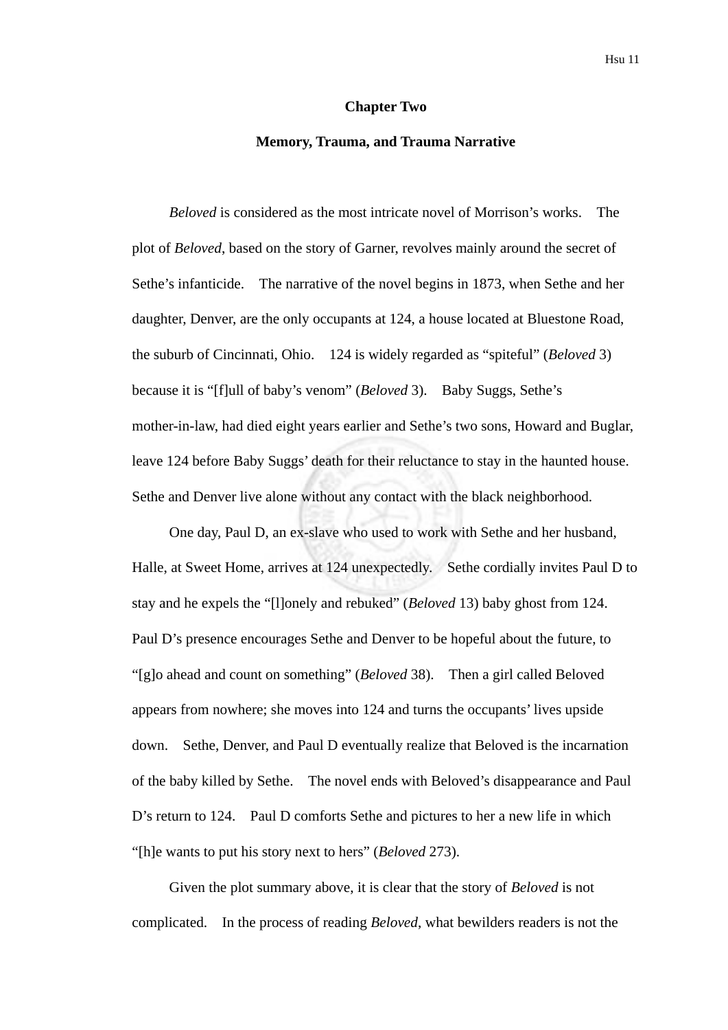# Chapter Two

## Memory, Trauma, and Trauma Narrative

*Beloved* is considered as the most intricate novel of Morrison's works. The plot of *Beloved*, based on the story of Garner, revolves mainly around the secret of Sethe's infanticide. The narrative of the novel begins in 1873, when Sethe and her daughter, Denver, are the only occupants at 124, a house located at Bluestone Road, the suburb of Cincinnati, Ohio. 124 is widely regarded as "spiteful" (*Beloved* 3) because it is "[f]ull of baby's venom" (*Beloved* 3). Baby Suggs, Sethe's mother-in-law, had died eight years earlier and Sethe's two sons, Howard and Buglar, leave 124 before Baby Suggs' death for their reluctance to stay in the haunted house. Sethe and Denver live alone without any contact with the black neighborhood.

One day, Paul D, an ex-slave who used to work with Sethe and her husband, Halle, at Sweet Home, arrives at 124 unexpectedly. Sethe cordially invites Paul D to stay and he expels the "[l]onely and rebuked" (*Beloved* 13) baby ghost from 124. Paul D's presence encourages Sethe and Denver to be hopeful about the future, to "[g]o ahead and count on something" (*Beloved* 38). Then a girl called Beloved appears from nowhere; she moves into 124 and turns the occupants' lives upside down. Sethe, Denver, and Paul D eventually realize that Beloved is the incarnation of the baby killed by Sethe. The novel ends with Beloved's disappearance and Paul D's return to 124. Paul D comforts Sethe and pictures to her a new life in which "[h]e wants to put his story next to hers" (*Beloved* 273).

Given the plot summary above, it is clear that the story of *Beloved* is not complicated. In the process of reading *Beloved*, what bewilders readers is not the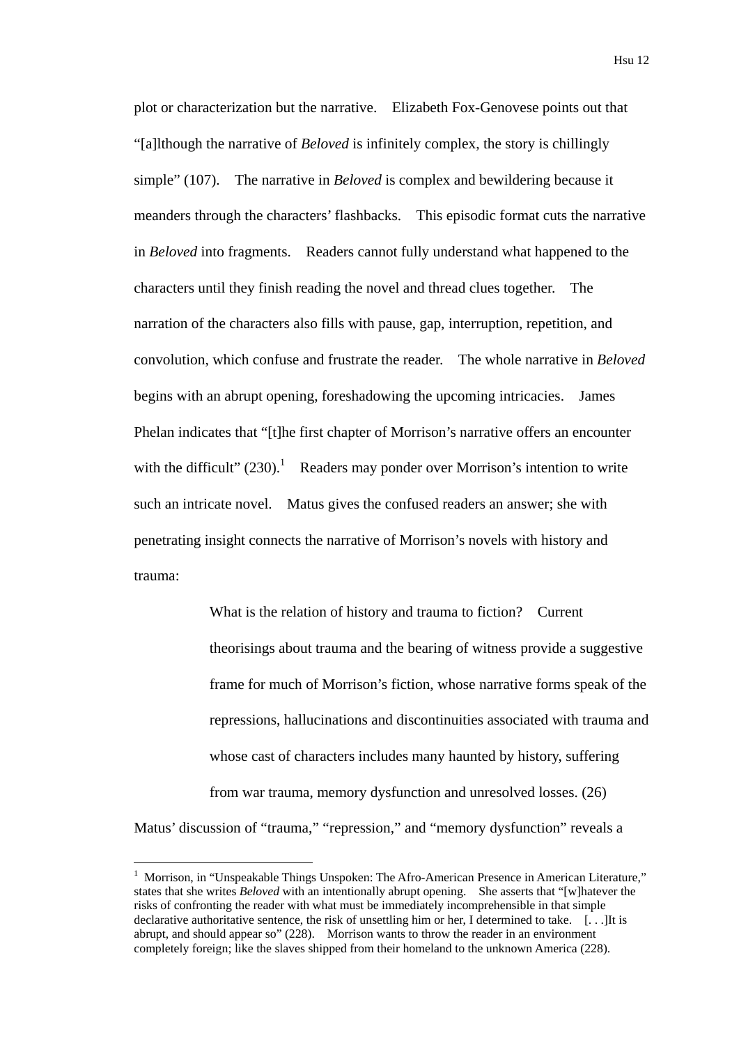plot or characterization but the narrative. Elizabeth Fox-Genovese points out that "[a]lthough the narrative of *Beloved* is infinitely complex, the story is chillingly simple" (107). The narrative in *Beloved* is complex and bewildering because it meanders through the characters' flashbacks. This episodic format cuts the narrative in *Beloved* into fragments. Readers cannot fully understand what happened to the characters until they finish reading the novel and thread clues together. The narration of the characters also fills with pause, gap, interruption, repetition, and convolution, which confuse and frustrate the reader. The whole narrative in *Beloved* begins with an abrupt opening, foreshadowing the upcoming intricacies. James Phelan indicates that "[t]he first chapter of Morrison's narrative offers an encounter with the difficult" (230).[1] Readers may ponder over Morrison's intention to write such an intricate novel. Matus gives the confused readers an answer; she with penetrating insight connects the narrative of Morrison's novels with history and trauma:

> What is the relation of history and trauma to fiction? Current theorisings about trauma and the bearing of witness provide a suggestive frame for much of Morrison's fiction, whose narrative forms speak of the repressions, hallucinations and discontinuities associated with trauma and whose cast of characters includes many haunted by history, suffering from war trauma, memory dysfunction and unresolved losses. (26)

Matus' discussion of "trauma," "repression," and "memory dysfunction" reveals a

---

[1] Morrison, in "Unspeakable Things Unspoken: The Afro-American Presence in American Literature," states that she writes *Beloved* with an intentionally abrupt opening. She asserts that "[w]hatever the risks of confronting the reader with what must be immediately incomprehensible in that simple declarative authoritative sentence, the risk of unsettling him or her, I determined to take. [. . .]It is abrupt, and should appear so" (228). Morrison wants to throw the reader in an environment completely foreign; like the slaves shipped from their homeland to the unknown America (228).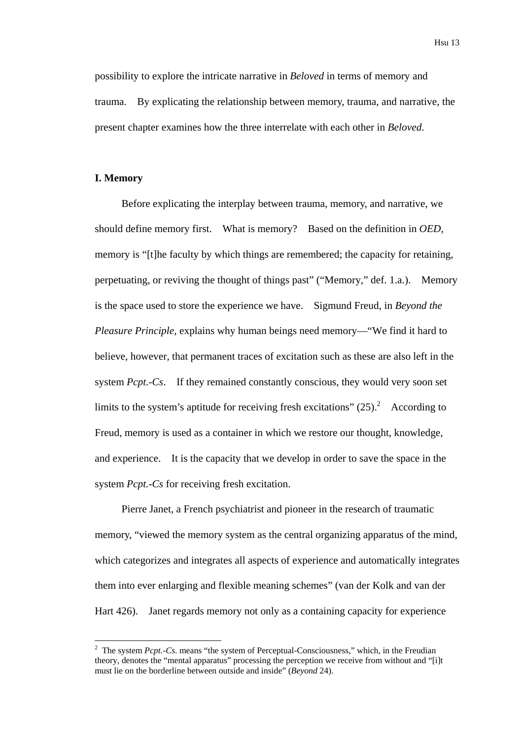possibility to explore the intricate narrative in *Beloved* in terms of memory and trauma. By explicating the relationship between memory, trauma, and narrative, the present chapter examines how the three interrelate with each other in *Beloved*.

## I. Memory

Before explicating the interplay between trauma, memory, and narrative, we should define memory first. What is memory? Based on the definition in *OED*, memory is "[t]he faculty by which things are remembered; the capacity for retaining, perpetuating, or reviving the thought of things past" ("Memory," def. 1.a.). Memory is the space used to store the experience we have. Sigmund Freud, in *Beyond the Pleasure Principle*, explains why human beings need memory—"We find it hard to believe, however, that permanent traces of excitation such as these are also left in the system *Pcpt.-Cs*. If they remained constantly conscious, they would very soon set limits to the system's aptitude for receiving fresh excitations" (25).[2] According to Freud, memory is used as a container in which we restore our thought, knowledge, and experience. It is the capacity that we develop in order to save the space in the system *Pcpt.-Cs* for receiving fresh excitation.

Pierre Janet, a French psychiatrist and pioneer in the research of traumatic memory, "viewed the memory system as the central organizing apparatus of the mind, which categorizes and integrates all aspects of experience and automatically integrates them into ever enlarging and flexible meaning schemes" (van der Kolk and van der Hart 426). Janet regards memory not only as a containing capacity for experience

---

[2] The system *Pcpt.-Cs.* means "the system of Perceptual-Consciousness," which, in the Freudian theory, denotes the "mental apparatus" processing the perception we receive from without and "[i]t must lie on the borderline between outside and inside" (*Beyond* 24).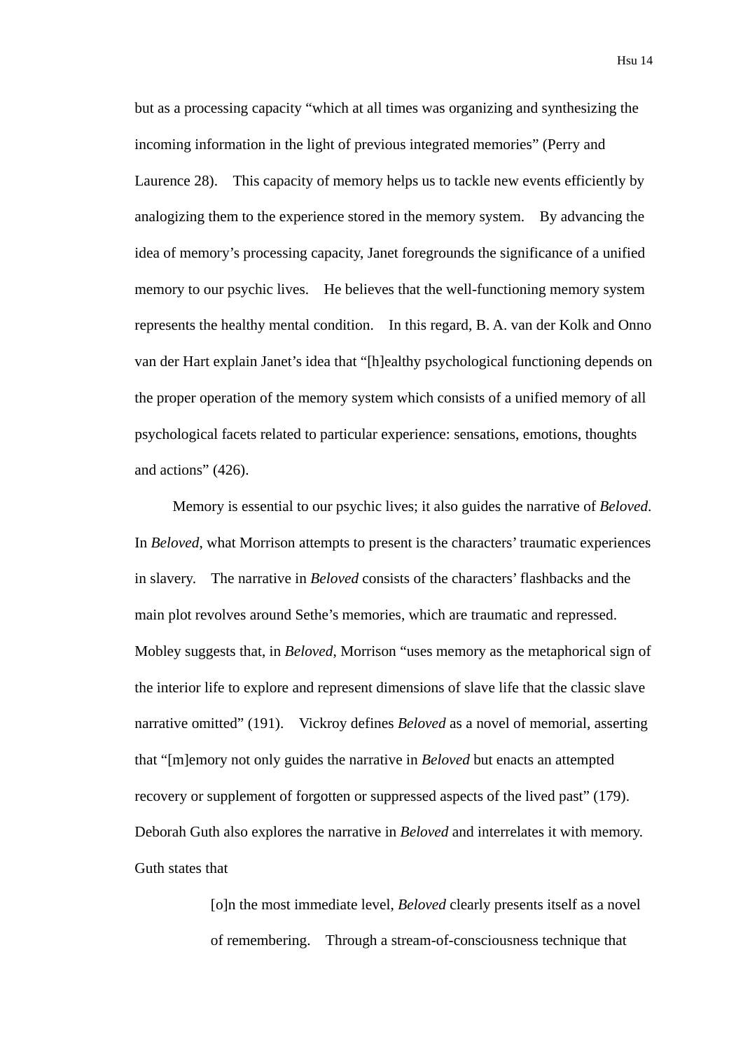but as a processing capacity "which at all times was organizing and synthesizing the incoming information in the light of previous integrated memories" (Perry and Laurence 28). This capacity of memory helps us to tackle new events efficiently by analogizing them to the experience stored in the memory system. By advancing the idea of memory's processing capacity, Janet foregrounds the significance of a unified memory to our psychic lives. He believes that the well-functioning memory system represents the healthy mental condition. In this regard, B. A. van der Kolk and Onno van der Hart explain Janet's idea that "[h]ealthy psychological functioning depends on the proper operation of the memory system which consists of a unified memory of all psychological facets related to particular experience: sensations, emotions, thoughts and actions" (426).

Memory is essential to our psychic lives; it also guides the narrative of *Beloved*. In *Beloved*, what Morrison attempts to present is the characters' traumatic experiences in slavery. The narrative in *Beloved* consists of the characters' flashbacks and the main plot revolves around Sethe's memories, which are traumatic and repressed. Mobley suggests that, in *Beloved*, Morrison "uses memory as the metaphorical sign of the interior life to explore and represent dimensions of slave life that the classic slave narrative omitted" (191). Vickroy defines *Beloved* as a novel of memorial, asserting that "[m]emory not only guides the narrative in *Beloved* but enacts an attempted recovery or supplement of forgotten or suppressed aspects of the lived past" (179). Deborah Guth also explores the narrative in *Beloved* and interrelates it with memory. Guth states that

> [o]n the most immediate level, *Beloved* clearly presents itself as a novel of remembering. Through a stream-of-consciousness technique that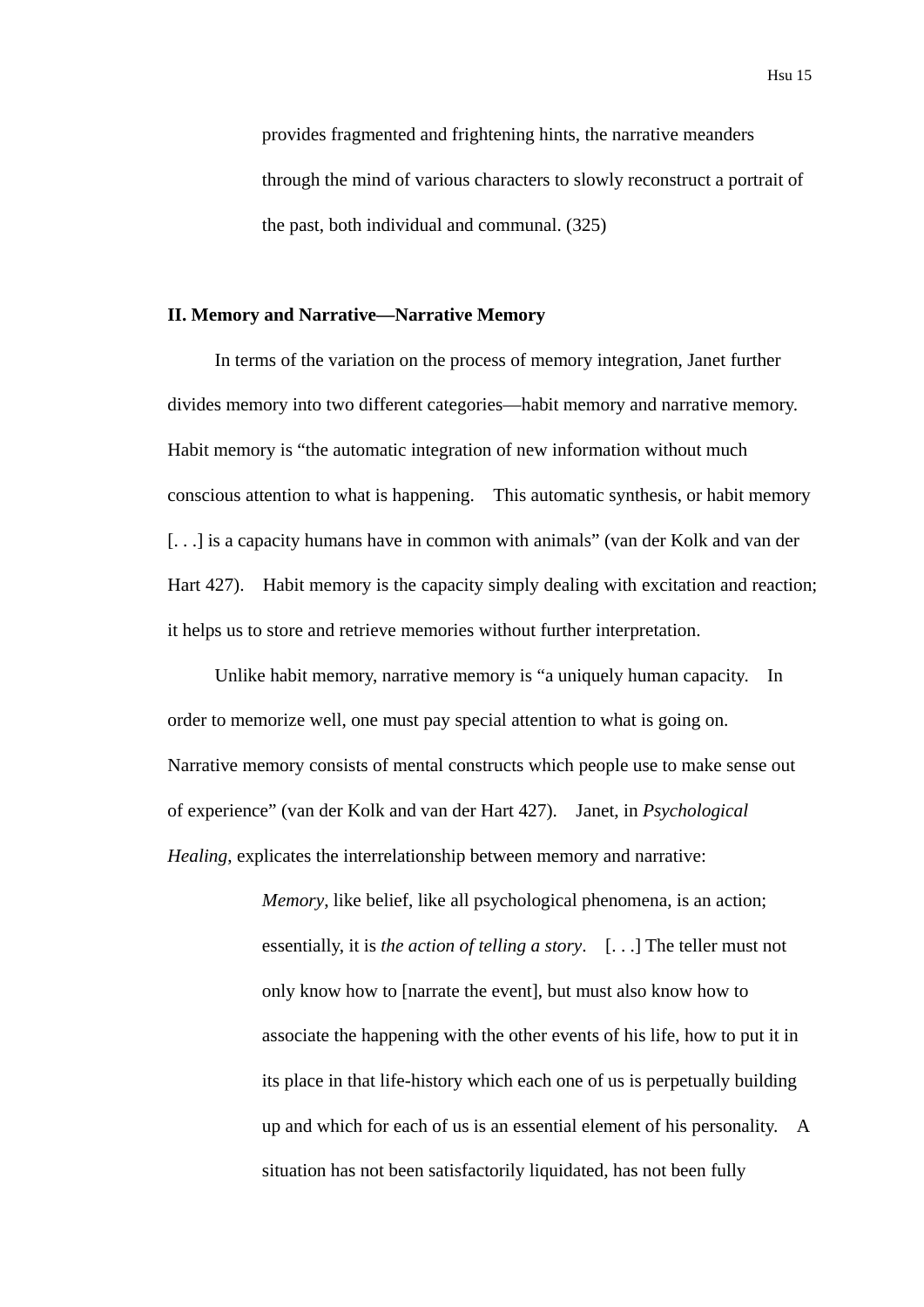> provides fragmented and frightening hints, the narrative meanders through the mind of various characters to slowly reconstruct a portrait of the past, both individual and communal. (325)

## II. Memory and Narrative—Narrative Memory

In terms of the variation on the process of memory integration, Janet further divides memory into two different categories—habit memory and narrative memory. Habit memory is "the automatic integration of new information without much conscious attention to what is happening. This automatic synthesis, or habit memory [. . .] is a capacity humans have in common with animals" (van der Kolk and van der Hart 427). Habit memory is the capacity simply dealing with excitation and reaction; it helps us to store and retrieve memories without further interpretation.

Unlike habit memory, narrative memory is "a uniquely human capacity. In order to memorize well, one must pay special attention to what is going on. Narrative memory consists of mental constructs which people use to make sense out of experience" (van der Kolk and van der Hart 427). Janet, in *Psychological Healing*, explicates the interrelationship between memory and narrative:

> *Memory*, like belief, like all psychological phenomena, is an action; essentially, it is *the action of telling a story*. [. . .] The teller must not only know how to [narrate the event], but must also know how to associate the happening with the other events of his life, how to put it in its place in that life-history which each one of us is perpetually building up and which for each of us is an essential element of his personality. A situation has not been satisfactorily liquidated, has not been fully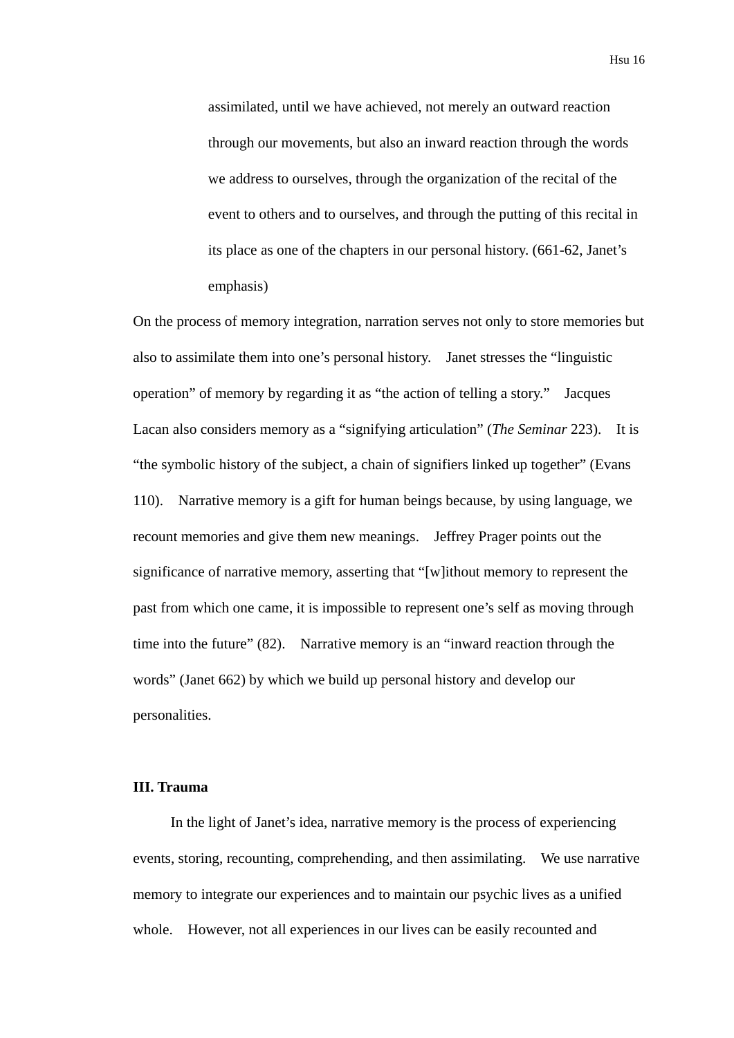> assimilated, until we have achieved, not merely an outward reaction through our movements, but also an inward reaction through the words we address to ourselves, through the organization of the recital of the event to others and to ourselves, and through the putting of this recital in its place as one of the chapters in our personal history. (661-62, Janet's emphasis)

On the process of memory integration, narration serves not only to store memories but also to assimilate them into one's personal history. Janet stresses the "linguistic operation" of memory by regarding it as "the action of telling a story." Jacques Lacan also considers memory as a "signifying articulation" (*The Seminar* 223). It is "the symbolic history of the subject, a chain of signifiers linked up together" (Evans 110). Narrative memory is a gift for human beings because, by using language, we recount memories and give them new meanings. Jeffrey Prager points out the significance of narrative memory, asserting that "[w]ithout memory to represent the past from which one came, it is impossible to represent one's self as moving through time into the future" (82). Narrative memory is an "inward reaction through the words" (Janet 662) by which we build up personal history and develop our personalities.

**III. Trauma**

In the light of Janet's idea, narrative memory is the process of experiencing events, storing, recounting, comprehending, and then assimilating. We use narrative memory to integrate our experiences and to maintain our psychic lives as a unified whole. However, not all experiences in our lives can be easily recounted and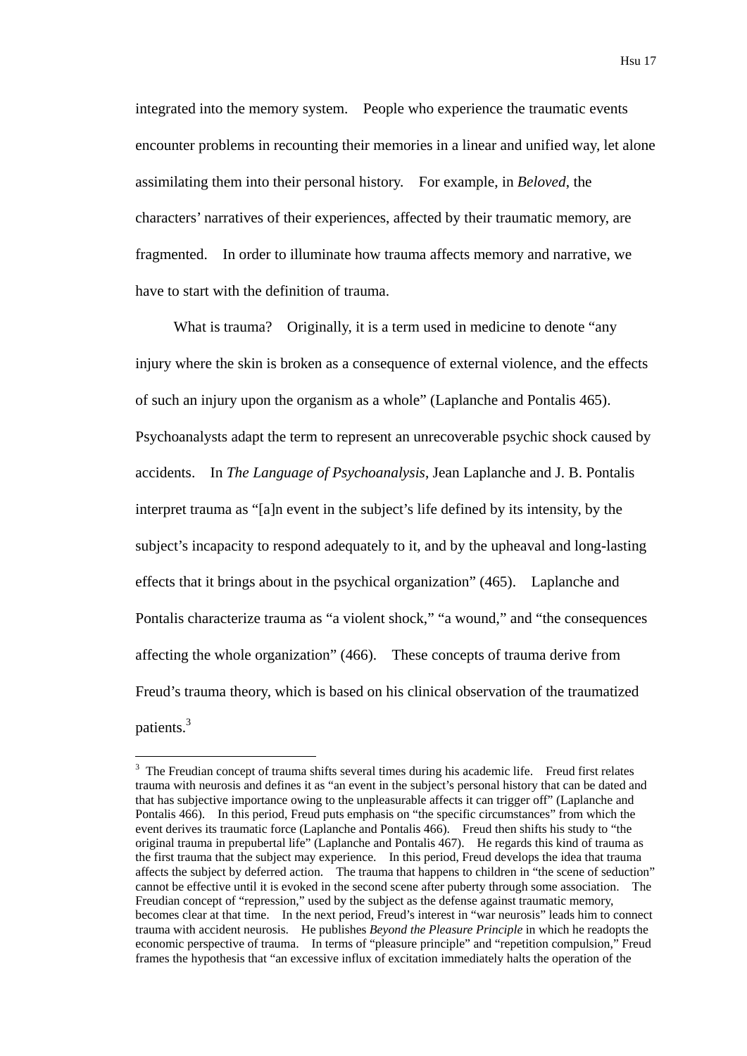integrated into the memory system. People who experience the traumatic events encounter problems in recounting their memories in a linear and unified way, let alone assimilating them into their personal history. For example, in *Beloved*, the characters' narratives of their experiences, affected by their traumatic memory, are fragmented. In order to illuminate how trauma affects memory and narrative, we have to start with the definition of trauma.

What is trauma? Originally, it is a term used in medicine to denote "any injury where the skin is broken as a consequence of external violence, and the effects of such an injury upon the organism as a whole" (Laplanche and Pontalis 465). Psychoanalysts adapt the term to represent an unrecoverable psychic shock caused by accidents. In *The Language of Psychoanalysis*, Jean Laplanche and J. B. Pontalis interpret trauma as "[a]n event in the subject's life defined by its intensity, by the subject's incapacity to respond adequately to it, and by the upheaval and long-lasting effects that it brings about in the psychical organization" (465). Laplanche and Pontalis characterize trauma as "a violent shock," "a wound," and "the consequences affecting the whole organization" (466). These concepts of trauma derive from Freud's trauma theory, which is based on his clinical observation of the traumatized patients.[3]

---

[3] The Freudian concept of trauma shifts several times during his academic life. Freud first relates trauma with neurosis and defines it as "an event in the subject's personal history that can be dated and that has subjective importance owing to the unpleasurable affects it can trigger off" (Laplanche and Pontalis 466). In this period, Freud puts emphasis on "the specific circumstances" from which the event derives its traumatic force (Laplanche and Pontalis 466). Freud then shifts his study to "the original trauma in prepubertal life" (Laplanche and Pontalis 467). He regards this kind of trauma as the first trauma that the subject may experience. In this period, Freud develops the idea that trauma affects the subject by deferred action. The trauma that happens to children in "the scene of seduction" cannot be effective until it is evoked in the second scene after puberty through some association. The Freudian concept of "repression," used by the subject as the defense against traumatic memory, becomes clear at that time. In the next period, Freud's interest in "war neurosis" leads him to connect trauma with accident neurosis. He publishes *Beyond the Pleasure Principle* in which he readopts the economic perspective of trauma. In terms of "pleasure principle" and "repetition compulsion," Freud frames the hypothesis that "an excessive influx of excitation immediately halts the operation of the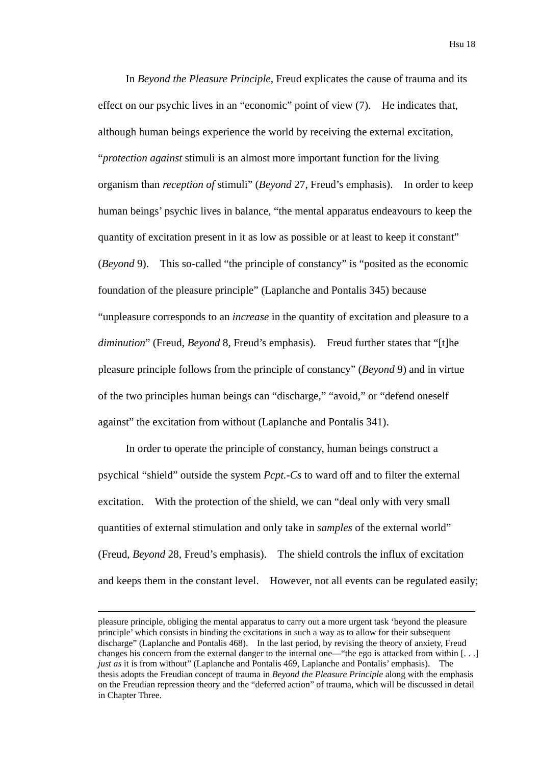In *Beyond the Pleasure Principle*, Freud explicates the cause of trauma and its effect on our psychic lives in an "economic" point of view (7). He indicates that, although human beings experience the world by receiving the external excitation, "*protection against* stimuli is an almost more important function for the living organism than *reception of* stimuli" (*Beyond* 27, Freud's emphasis). In order to keep human beings' psychic lives in balance, "the mental apparatus endeavours to keep the quantity of excitation present in it as low as possible or at least to keep it constant" (*Beyond* 9). This so-called "the principle of constancy" is "posited as the economic foundation of the pleasure principle" (Laplanche and Pontalis 345) because "unpleasure corresponds to an *increase* in the quantity of excitation and pleasure to a *diminution*" (Freud, *Beyond* 8, Freud's emphasis). Freud further states that "[t]he pleasure principle follows from the principle of constancy" (*Beyond* 9) and in virtue of the two principles human beings can "discharge," "avoid," or "defend oneself against" the excitation from without (Laplanche and Pontalis 341).

In order to operate the principle of constancy, human beings construct a psychical "shield" outside the system *Pcpt.-Cs* to ward off and to filter the external excitation. With the protection of the shield, we can "deal only with very small quantities of external stimulation and only take in *samples* of the external world" (Freud, *Beyond* 28, Freud's emphasis). The shield controls the influx of excitation and keeps them in the constant level. However, not all events can be regulated easily;

---

pleasure principle, obliging the mental apparatus to carry out a more urgent task 'beyond the pleasure principle' which consists in binding the excitations in such a way as to allow for their subsequent discharge" (Laplanche and Pontalis 468). In the last period, by revising the theory of anxiety, Freud changes his concern from the external danger to the internal one—"the ego is attacked from within [. . .] *just as* it is from without" (Laplanche and Pontalis 469, Laplanche and Pontalis' emphasis). The thesis adopts the Freudian concept of trauma in *Beyond the Pleasure Principle* along with the emphasis on the Freudian repression theory and the "deferred action" of trauma, which will be discussed in detail in Chapter Three.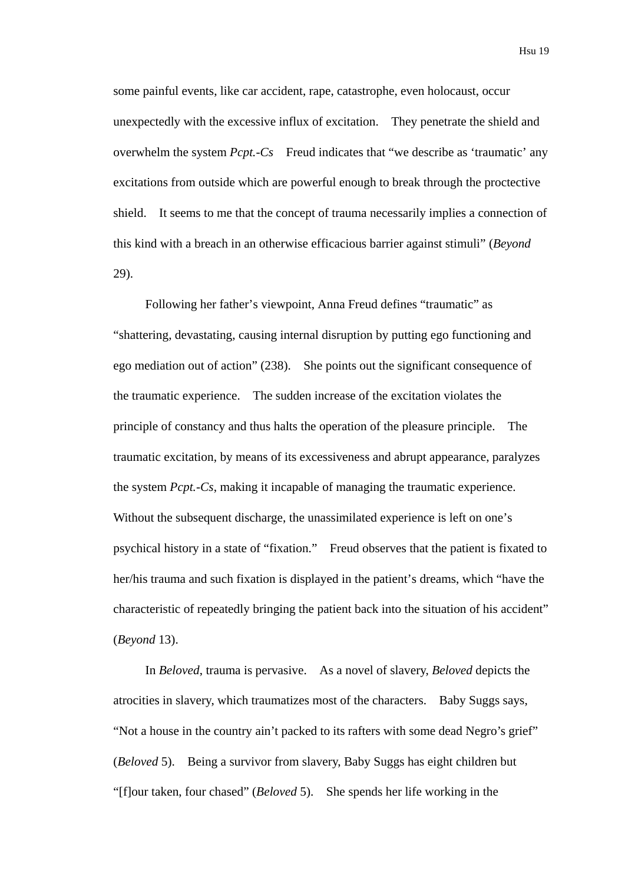some painful events, like car accident, rape, catastrophe, even holocaust, occur unexpectedly with the excessive influx of excitation. They penetrate the shield and overwhelm the system *Pcpt.-Cs* Freud indicates that "we describe as 'traumatic' any excitations from outside which are powerful enough to break through the proctective shield. It seems to me that the concept of trauma necessarily implies a connection of this kind with a breach in an otherwise efficacious barrier against stimuli" (*Beyond* 29).

Following her father's viewpoint, Anna Freud defines "traumatic" as "shattering, devastating, causing internal disruption by putting ego functioning and ego mediation out of action" (238). She points out the significant consequence of the traumatic experience. The sudden increase of the excitation violates the principle of constancy and thus halts the operation of the pleasure principle. The traumatic excitation, by means of its excessiveness and abrupt appearance, paralyzes the system *Pcpt.-Cs*, making it incapable of managing the traumatic experience. Without the subsequent discharge, the unassimilated experience is left on one's psychical history in a state of "fixation." Freud observes that the patient is fixated to her/his trauma and such fixation is displayed in the patient's dreams, which "have the characteristic of repeatedly bringing the patient back into the situation of his accident" (*Beyond* 13).

In *Beloved*, trauma is pervasive. As a novel of slavery, *Beloved* depicts the atrocities in slavery, which traumatizes most of the characters. Baby Suggs says, "Not a house in the country ain't packed to its rafters with some dead Negro's grief" (*Beloved* 5). Being a survivor from slavery, Baby Suggs has eight children but "[f]our taken, four chased" (*Beloved* 5). She spends her life working in the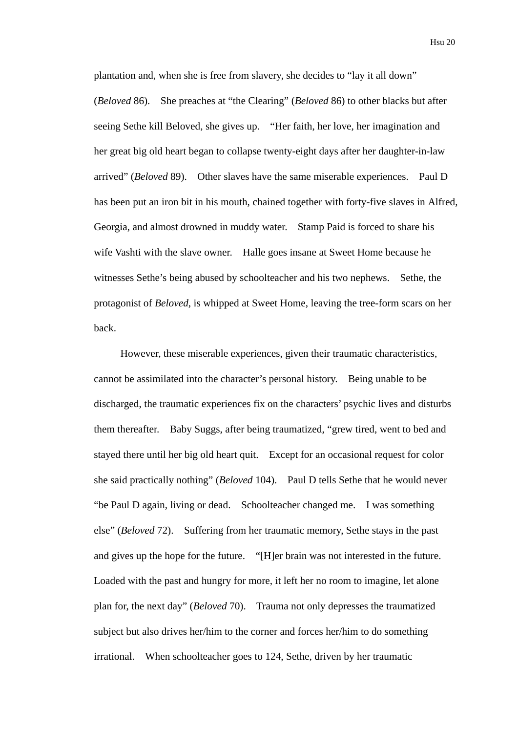plantation and, when she is free from slavery, she decides to "lay it all down" (*Beloved* 86). She preaches at "the Clearing" (*Beloved* 86) to other blacks but after seeing Sethe kill Beloved, she gives up. "Her faith, her love, her imagination and her great big old heart began to collapse twenty-eight days after her daughter-in-law arrived" (*Beloved* 89). Other slaves have the same miserable experiences. Paul D has been put an iron bit in his mouth, chained together with forty-five slaves in Alfred, Georgia, and almost drowned in muddy water. Stamp Paid is forced to share his wife Vashti with the slave owner. Halle goes insane at Sweet Home because he witnesses Sethe's being abused by schoolteacher and his two nephews. Sethe, the protagonist of *Beloved*, is whipped at Sweet Home, leaving the tree-form scars on her back.

However, these miserable experiences, given their traumatic characteristics, cannot be assimilated into the character's personal history. Being unable to be discharged, the traumatic experiences fix on the characters' psychic lives and disturbs them thereafter. Baby Suggs, after being traumatized, "grew tired, went to bed and stayed there until her big old heart quit. Except for an occasional request for color she said practically nothing" (*Beloved* 104). Paul D tells Sethe that he would never "be Paul D again, living or dead. Schoolteacher changed me. I was something else" (*Beloved* 72). Suffering from her traumatic memory, Sethe stays in the past and gives up the hope for the future. "[H]er brain was not interested in the future. Loaded with the past and hungry for more, it left her no room to imagine, let alone plan for, the next day" (*Beloved* 70). Trauma not only depresses the traumatized subject but also drives her/him to the corner and forces her/him to do something irrational. When schoolteacher goes to 124, Sethe, driven by her traumatic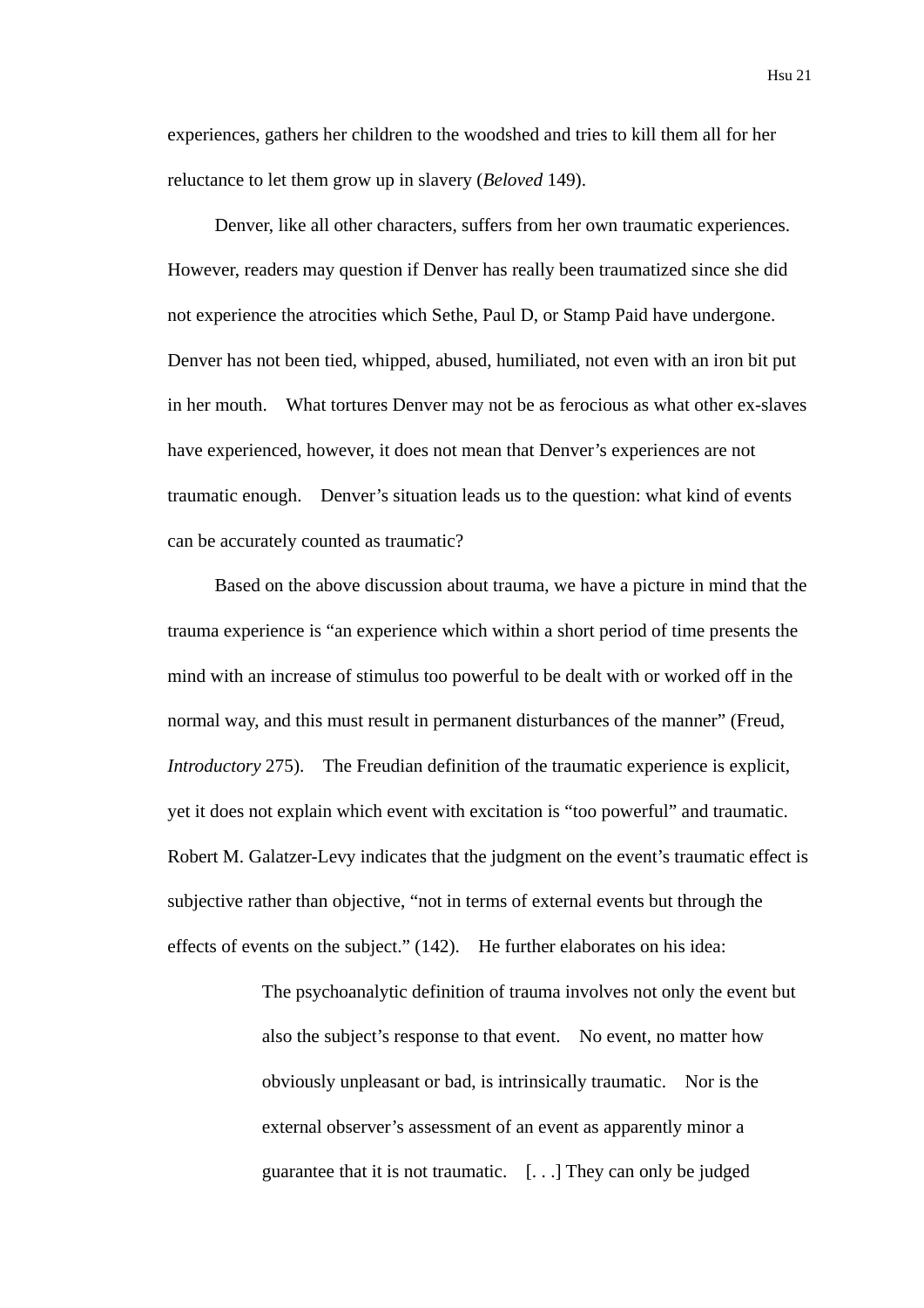experiences, gathers her children to the woodshed and tries to kill them all for her reluctance to let them grow up in slavery (*Beloved* 149).

Denver, like all other characters, suffers from her own traumatic experiences. However, readers may question if Denver has really been traumatized since she did not experience the atrocities which Sethe, Paul D, or Stamp Paid have undergone. Denver has not been tied, whipped, abused, humiliated, not even with an iron bit put in her mouth. What tortures Denver may not be as ferocious as what other ex-slaves have experienced, however, it does not mean that Denver's experiences are not traumatic enough. Denver's situation leads us to the question: what kind of events can be accurately counted as traumatic?

Based on the above discussion about trauma, we have a picture in mind that the trauma experience is "an experience which within a short period of time presents the mind with an increase of stimulus too powerful to be dealt with or worked off in the normal way, and this must result in permanent disturbances of the manner" (Freud, *Introductory* 275). The Freudian definition of the traumatic experience is explicit, yet it does not explain which event with excitation is "too powerful" and traumatic. Robert M. Galatzer-Levy indicates that the judgment on the event's traumatic effect is subjective rather than objective, "not in terms of external events but through the effects of events on the subject." (142). He further elaborates on his idea:

> The psychoanalytic definition of trauma involves not only the event but also the subject's response to that event. No event, no matter how obviously unpleasant or bad, is intrinsically traumatic. Nor is the external observer's assessment of an event as apparently minor a guarantee that it is not traumatic. [. . .] They can only be judged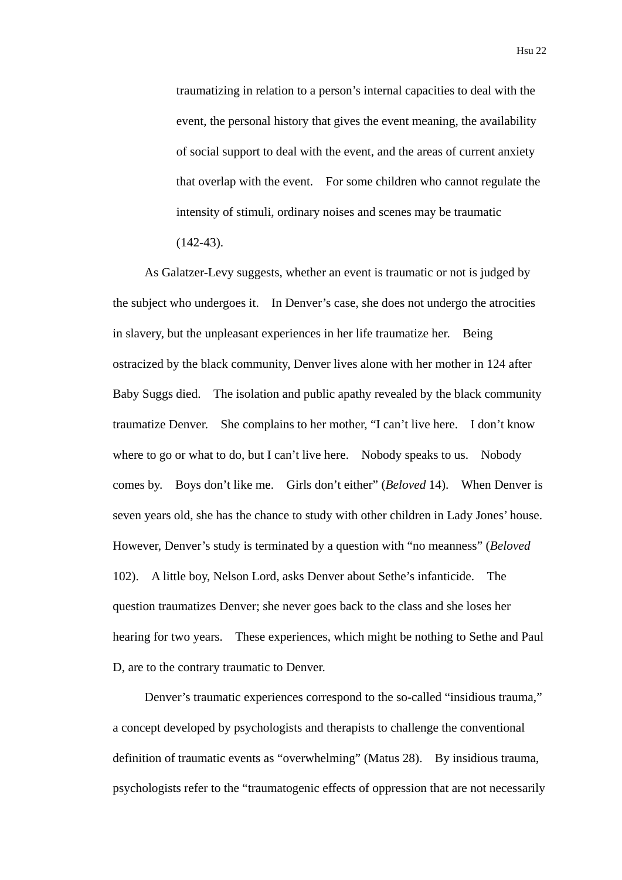> traumatizing in relation to a person's internal capacities to deal with the event, the personal history that gives the event meaning, the availability of social support to deal with the event, and the areas of current anxiety that overlap with the event. For some children who cannot regulate the intensity of stimuli, ordinary noises and scenes may be traumatic (142-43).

As Galatzer-Levy suggests, whether an event is traumatic or not is judged by the subject who undergoes it. In Denver's case, she does not undergo the atrocities in slavery, but the unpleasant experiences in her life traumatize her. Being ostracized by the black community, Denver lives alone with her mother in 124 after Baby Suggs died. The isolation and public apathy revealed by the black community traumatize Denver. She complains to her mother, "I can't live here. I don't know where to go or what to do, but I can't live here. Nobody speaks to us. Nobody comes by. Boys don't like me. Girls don't either" (*Beloved* 14). When Denver is seven years old, she has the chance to study with other children in Lady Jones' house. However, Denver's study is terminated by a question with "no meanness" (*Beloved* 102). A little boy, Nelson Lord, asks Denver about Sethe's infanticide. The question traumatizes Denver; she never goes back to the class and she loses her hearing for two years. These experiences, which might be nothing to Sethe and Paul D, are to the contrary traumatic to Denver.

Denver's traumatic experiences correspond to the so-called "insidious trauma," a concept developed by psychologists and therapists to challenge the conventional definition of traumatic events as "overwhelming" (Matus 28). By insidious trauma, psychologists refer to the "traumatogenic effects of oppression that are not necessarily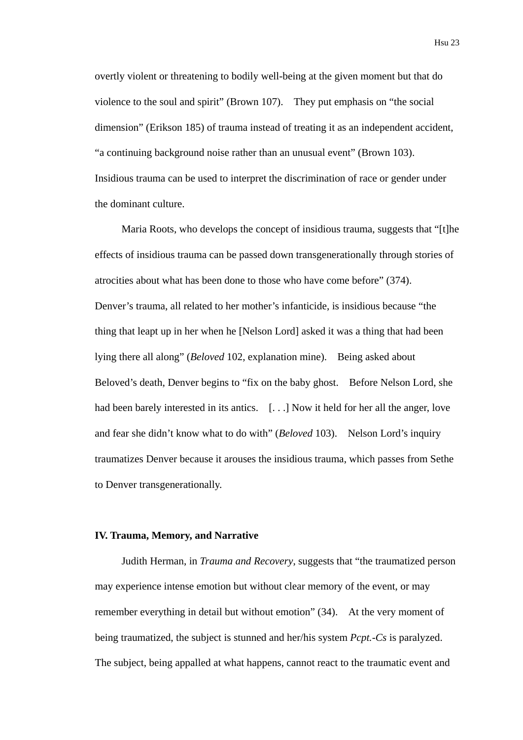overtly violent or threatening to bodily well-being at the given moment but that do violence to the soul and spirit" (Brown 107). They put emphasis on "the social dimension" (Erikson 185) of trauma instead of treating it as an independent accident, "a continuing background noise rather than an unusual event" (Brown 103). Insidious trauma can be used to interpret the discrimination of race or gender under the dominant culture.

Maria Roots, who develops the concept of insidious trauma, suggests that "[t]he effects of insidious trauma can be passed down transgenerationally through stories of atrocities about what has been done to those who have come before" (374). Denver's trauma, all related to her mother's infanticide, is insidious because "the thing that leapt up in her when he [Nelson Lord] asked it was a thing that had been lying there all along" (*Beloved* 102, explanation mine). Being asked about Beloved's death, Denver begins to "fix on the baby ghost. Before Nelson Lord, she had been barely interested in its antics. [. . .] Now it held for her all the anger, love and fear she didn't know what to do with" (*Beloved* 103). Nelson Lord's inquiry traumatizes Denver because it arouses the insidious trauma, which passes from Sethe to Denver transgenerationally.

## IV. Trauma, Memory, and Narrative

Judith Herman, in *Trauma and Recovery*, suggests that "the traumatized person may experience intense emotion but without clear memory of the event, or may remember everything in detail but without emotion" (34). At the very moment of being traumatized, the subject is stunned and her/his system *Pcpt.-Cs* is paralyzed. The subject, being appalled at what happens, cannot react to the traumatic event and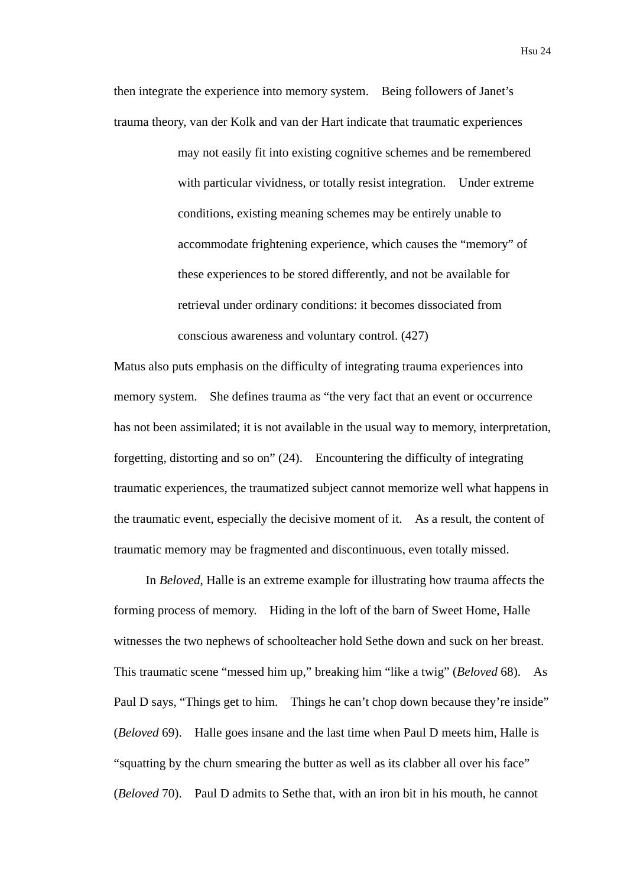then integrate the experience into memory system. Being followers of Janet's trauma theory, van der Kolk and van der Hart indicate that traumatic experiences

> may not easily fit into existing cognitive schemes and be remembered with particular vividness, or totally resist integration. Under extreme conditions, existing meaning schemes may be entirely unable to accommodate frightening experience, which causes the "memory" of these experiences to be stored differently, and not be available for retrieval under ordinary conditions: it becomes dissociated from conscious awareness and voluntary control. (427)

Matus also puts emphasis on the difficulty of integrating trauma experiences into memory system. She defines trauma as "the very fact that an event or occurrence has not been assimilated; it is not available in the usual way to memory, interpretation, forgetting, distorting and so on" (24). Encountering the difficulty of integrating traumatic experiences, the traumatized subject cannot memorize well what happens in the traumatic event, especially the decisive moment of it. As a result, the content of traumatic memory may be fragmented and discontinuous, even totally missed.

In *Beloved*, Halle is an extreme example for illustrating how trauma affects the forming process of memory. Hiding in the loft of the barn of Sweet Home, Halle witnesses the two nephews of schoolteacher hold Sethe down and suck on her breast. This traumatic scene "messed him up," breaking him "like a twig" (*Beloved* 68). As Paul D says, "Things get to him. Things he can't chop down because they're inside" (*Beloved* 69). Halle goes insane and the last time when Paul D meets him, Halle is "squatting by the churn smearing the butter as well as its clabber all over his face" (*Beloved* 70). Paul D admits to Sethe that, with an iron bit in his mouth, he cannot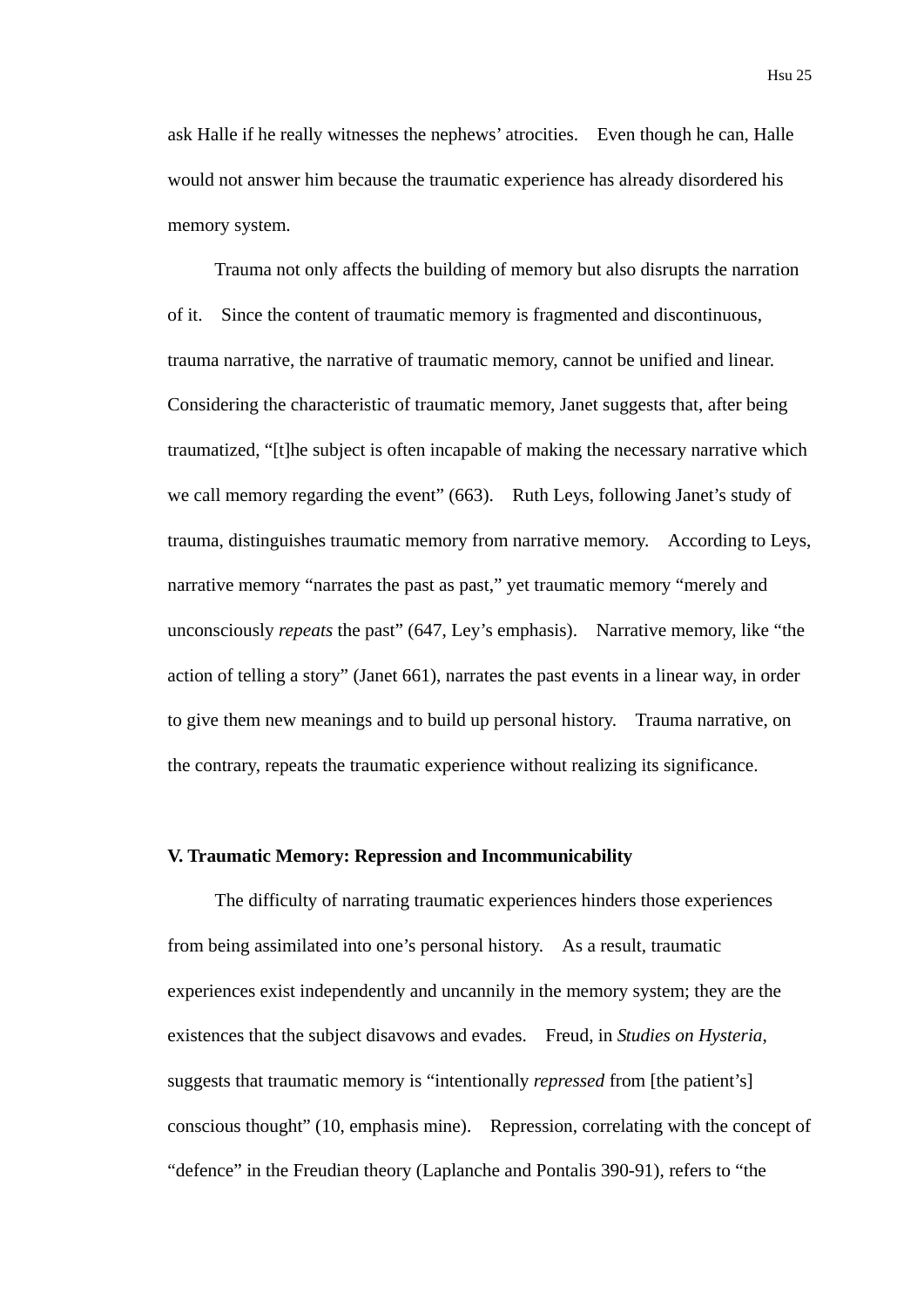ask Halle if he really witnesses the nephews' atrocities. Even though he can, Halle would not answer him because the traumatic experience has already disordered his memory system.

Trauma not only affects the building of memory but also disrupts the narration of it. Since the content of traumatic memory is fragmented and discontinuous, trauma narrative, the narrative of traumatic memory, cannot be unified and linear. Considering the characteristic of traumatic memory, Janet suggests that, after being traumatized, "[t]he subject is often incapable of making the necessary narrative which we call memory regarding the event" (663). Ruth Leys, following Janet's study of trauma, distinguishes traumatic memory from narrative memory. According to Leys, narrative memory "narrates the past as past," yet traumatic memory "merely and unconsciously *repeats* the past" (647, Ley's emphasis). Narrative memory, like "the action of telling a story" (Janet 661), narrates the past events in a linear way, in order to give them new meanings and to build up personal history. Trauma narrative, on the contrary, repeats the traumatic experience without realizing its significance.

### V. Traumatic Memory: Repression and Incommunicability

The difficulty of narrating traumatic experiences hinders those experiences from being assimilated into one's personal history. As a result, traumatic experiences exist independently and uncannily in the memory system; they are the existences that the subject disavows and evades. Freud, in *Studies on Hysteria*, suggests that traumatic memory is "intentionally *repressed* from [the patient's] conscious thought" (10, emphasis mine). Repression, correlating with the concept of "defence" in the Freudian theory (Laplanche and Pontalis 390-91), refers to "the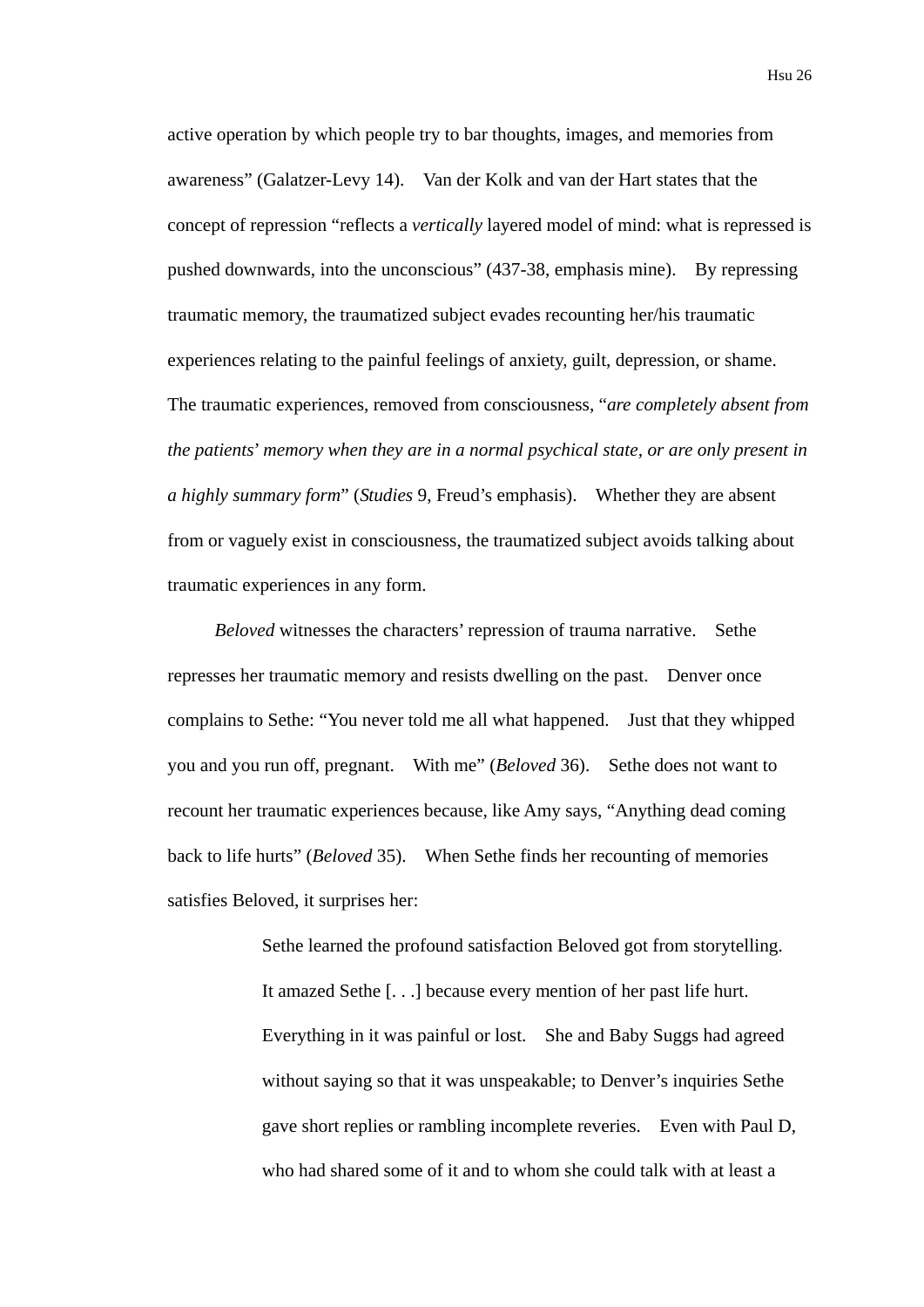active operation by which people try to bar thoughts, images, and memories from awareness" (Galatzer-Levy 14). Van der Kolk and van der Hart states that the concept of repression "reflects a *vertically* layered model of mind: what is repressed is pushed downwards, into the unconscious" (437-38, emphasis mine). By repressing traumatic memory, the traumatized subject evades recounting her/his traumatic experiences relating to the painful feelings of anxiety, guilt, depression, or shame. The traumatic experiences, removed from consciousness, "*are completely absent from the patients' memory when they are in a normal psychical state, or are only present in a highly summary form*" (*Studies* 9, Freud's emphasis). Whether they are absent from or vaguely exist in consciousness, the traumatized subject avoids talking about traumatic experiences in any form.

*Beloved* witnesses the characters' repression of trauma narrative. Sethe represses her traumatic memory and resists dwelling on the past. Denver once complains to Sethe: "You never told me all what happened. Just that they whipped you and you run off, pregnant. With me" (*Beloved* 36). Sethe does not want to recount her traumatic experiences because, like Amy says, "Anything dead coming back to life hurts" (*Beloved* 35). When Sethe finds her recounting of memories satisfies Beloved, it surprises her:

> Sethe learned the profound satisfaction Beloved got from storytelling. It amazed Sethe [. . .] because every mention of her past life hurt. Everything in it was painful or lost. She and Baby Suggs had agreed without saying so that it was unspeakable; to Denver's inquiries Sethe gave short replies or rambling incomplete reveries. Even with Paul D, who had shared some of it and to whom she could talk with at least a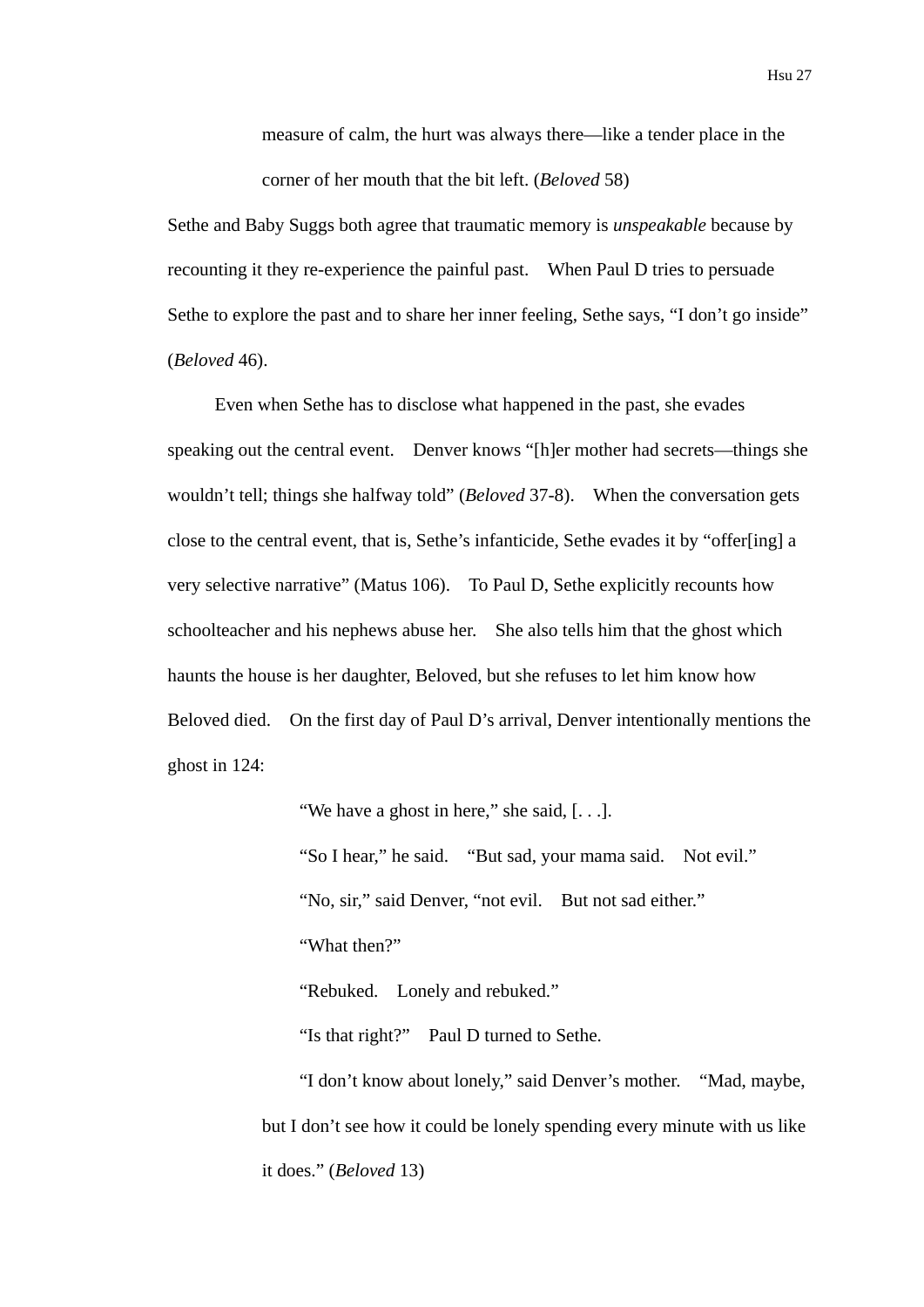> measure of calm, the hurt was always there—like a tender place in the corner of her mouth that the bit left. (*Beloved* 58)

Sethe and Baby Suggs both agree that traumatic memory is *unspeakable* because by recounting it they re-experience the painful past. When Paul D tries to persuade Sethe to explore the past and to share her inner feeling, Sethe says, "I don't go inside" (*Beloved* 46).

Even when Sethe has to disclose what happened in the past, she evades speaking out the central event. Denver knows "[h]er mother had secrets—things she wouldn't tell; things she halfway told" (*Beloved* 37-8). When the conversation gets close to the central event, that is, Sethe's infanticide, Sethe evades it by "offer[ing] a very selective narrative" (Matus 106). To Paul D, Sethe explicitly recounts how schoolteacher and his nephews abuse her. She also tells him that the ghost which haunts the house is her daughter, Beloved, but she refuses to let him know how Beloved died. On the first day of Paul D's arrival, Denver intentionally mentions the ghost in 124:

> "We have a ghost in here," she said, [. . .].
>
> "So I hear," he said. "But sad, your mama said. Not evil."
>
> "No, sir," said Denver, "not evil. But not sad either."
>
> "What then?"
>
> "Rebuked. Lonely and rebuked."
>
> "Is that right?" Paul D turned to Sethe.
>
> "I don't know about lonely," said Denver's mother. "Mad, maybe, but I don't see how it could be lonely spending every minute with us like it does." (*Beloved* 13)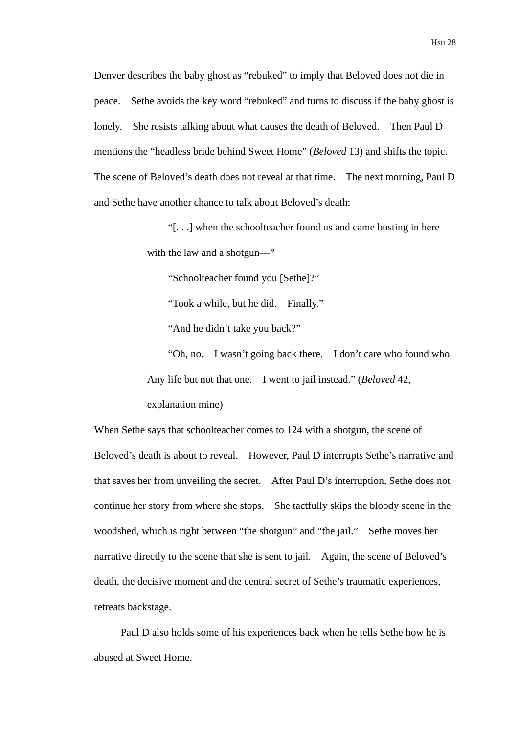Denver describes the baby ghost as "rebuked" to imply that Beloved does not die in peace. Sethe avoids the key word "rebuked" and turns to discuss if the baby ghost is lonely. She resists talking about what causes the death of Beloved. Then Paul D mentions the "headless bride behind Sweet Home" (*Beloved* 13) and shifts the topic. The scene of Beloved's death does not reveal at that time. The next morning, Paul D and Sethe have another chance to talk about Beloved's death:

> "[. . .] when the schoolteacher found us and came busting in here with the law and a shotgun—"
>
> "Schoolteacher found you [Sethe]?"
>
> "Took a while, but he did. Finally."
>
> "And he didn't take you back?"
>
> "Oh, no. I wasn't going back there. I don't care who found who. Any life but not that one. I went to jail instead." (*Beloved* 42, explanation mine)

When Sethe says that schoolteacher comes to 124 with a shotgun, the scene of Beloved's death is about to reveal. However, Paul D interrupts Sethe's narrative and that saves her from unveiling the secret. After Paul D's interruption, Sethe does not continue her story from where she stops. She tactfully skips the bloody scene in the woodshed, which is right between "the shotgun" and "the jail." Sethe moves her narrative directly to the scene that she is sent to jail. Again, the scene of Beloved's death, the decisive moment and the central secret of Sethe's traumatic experiences, retreats backstage.

Paul D also holds some of his experiences back when he tells Sethe how he is abused at Sweet Home.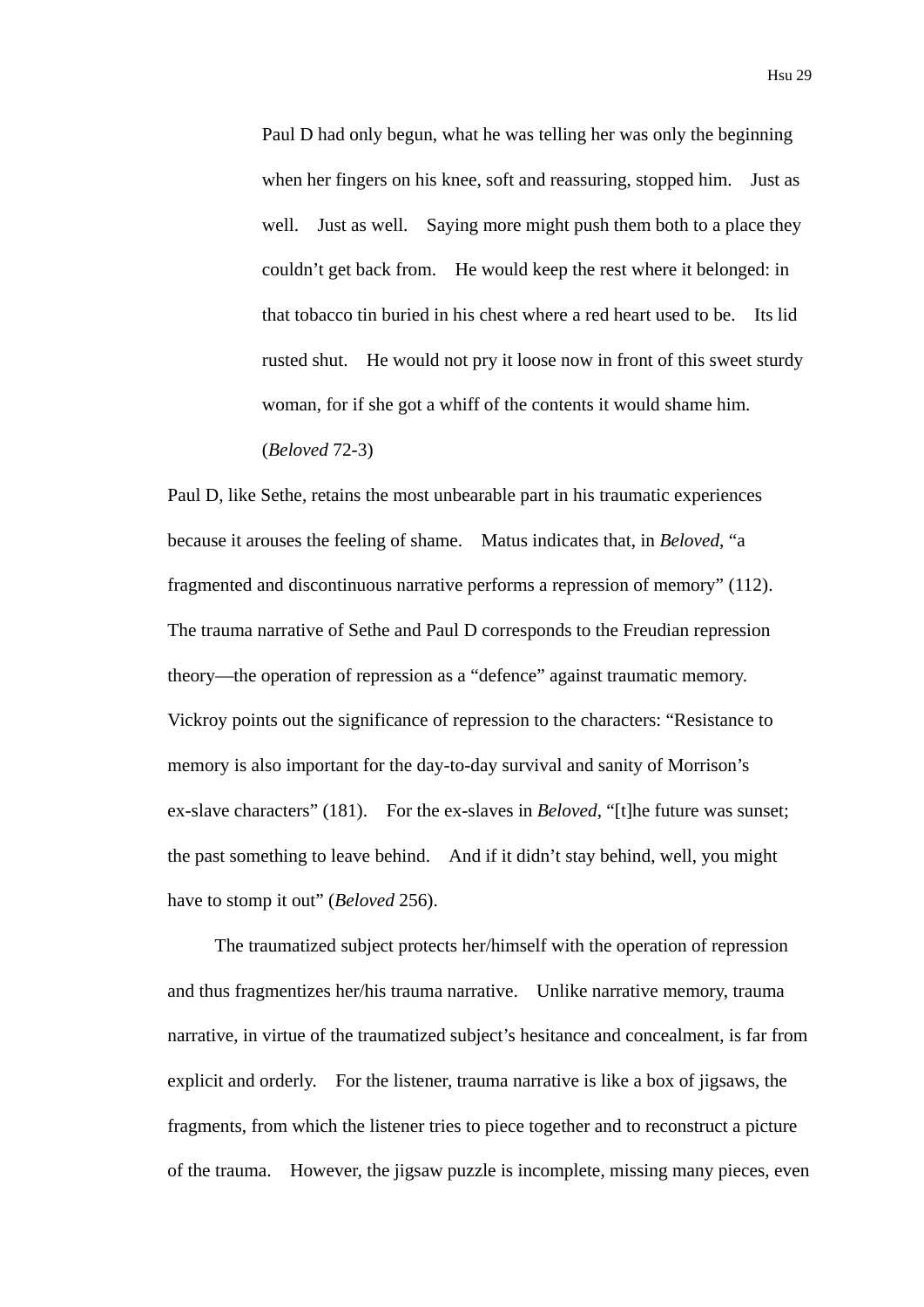> Paul D had only begun, what he was telling her was only the beginning when her fingers on his knee, soft and reassuring, stopped him. Just as well. Just as well. Saying more might push them both to a place they couldn't get back from. He would keep the rest where it belonged: in that tobacco tin buried in his chest where a red heart used to be. Its lid rusted shut. He would not pry it loose now in front of this sweet sturdy woman, for if she got a whiff of the contents it would shame him. (*Beloved* 72-3)

Paul D, like Sethe, retains the most unbearable part in his traumatic experiences because it arouses the feeling of shame. Matus indicates that, in *Beloved*, "a fragmented and discontinuous narrative performs a repression of memory" (112). The trauma narrative of Sethe and Paul D corresponds to the Freudian repression theory—the operation of repression as a "defence" against traumatic memory. Vickroy points out the significance of repression to the characters: "Resistance to memory is also important for the day-to-day survival and sanity of Morrison's ex-slave characters" (181). For the ex-slaves in *Beloved*, "[t]he future was sunset; the past something to leave behind. And if it didn't stay behind, well, you might have to stomp it out" (*Beloved* 256).

The traumatized subject protects her/himself with the operation of repression and thus fragmentizes her/his trauma narrative. Unlike narrative memory, trauma narrative, in virtue of the traumatized subject's hesitance and concealment, is far from explicit and orderly. For the listener, trauma narrative is like a box of jigsaws, the fragments, from which the listener tries to piece together and to reconstruct a picture of the trauma. However, the jigsaw puzzle is incomplete, missing many pieces, even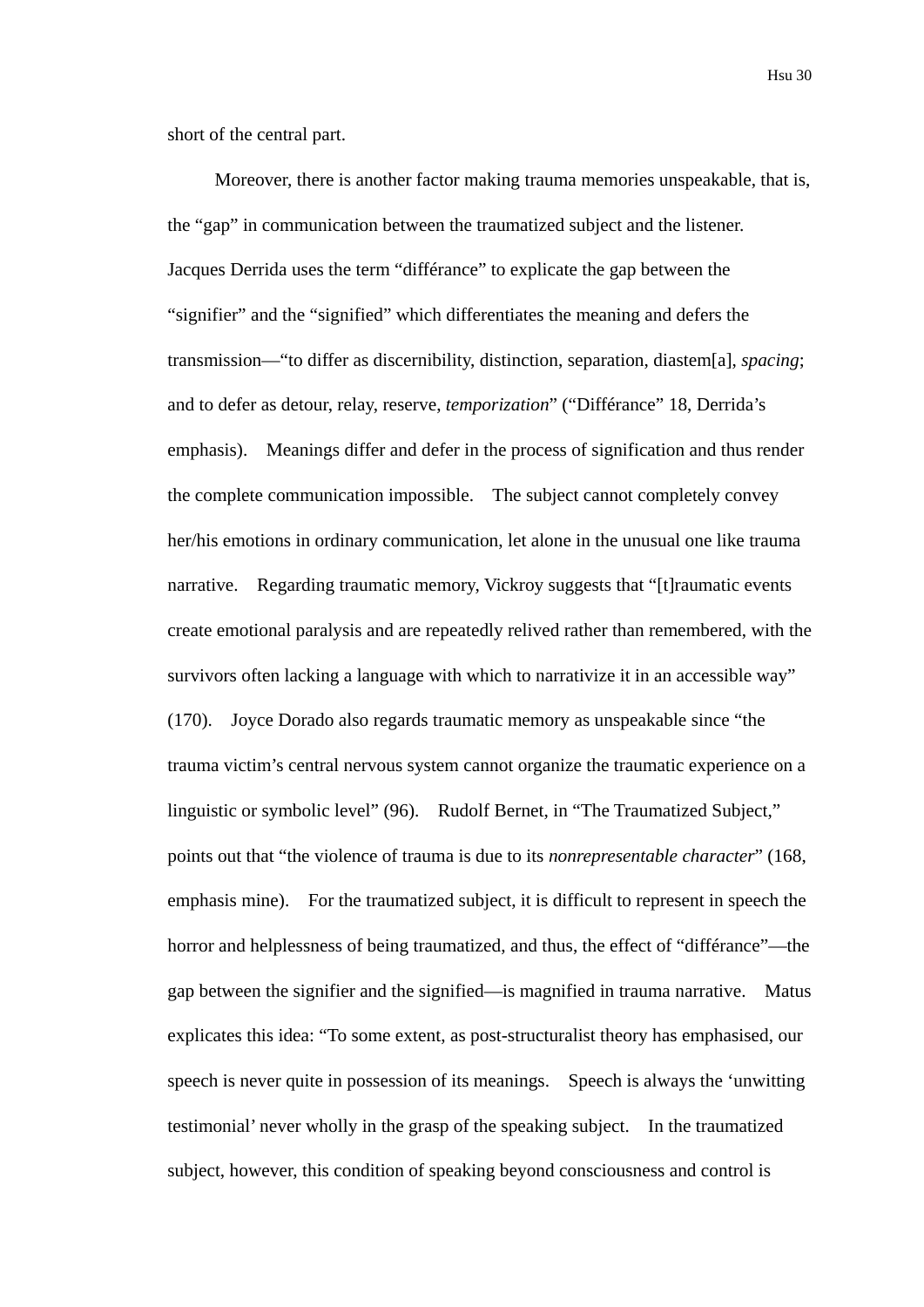short of the central part.

Moreover, there is another factor making trauma memories unspeakable, that is, the "gap" in communication between the traumatized subject and the listener. Jacques Derrida uses the term "différance" to explicate the gap between the "signifier" and the "signified" which differentiates the meaning and defers the transmission—"to differ as discernibility, distinction, separation, diastem[a], *spacing*; and to defer as detour, relay, reserve, *temporization*" ("Différance" 18, Derrida's emphasis). Meanings differ and defer in the process of signification and thus render the complete communication impossible. The subject cannot completely convey her/his emotions in ordinary communication, let alone in the unusual one like trauma narrative. Regarding traumatic memory, Vickroy suggests that "[t]raumatic events create emotional paralysis and are repeatedly relived rather than remembered, with the survivors often lacking a language with which to narrativize it in an accessible way" (170). Joyce Dorado also regards traumatic memory as unspeakable since "the trauma victim's central nervous system cannot organize the traumatic experience on a linguistic or symbolic level" (96). Rudolf Bernet, in "The Traumatized Subject," points out that "the violence of trauma is due to its *nonrepresentable character*" (168, emphasis mine). For the traumatized subject, it is difficult to represent in speech the horror and helplessness of being traumatized, and thus, the effect of "différance"—the gap between the signifier and the signified—is magnified in trauma narrative. Matus explicates this idea: "To some extent, as post-structuralist theory has emphasised, our speech is never quite in possession of its meanings. Speech is always the 'unwitting testimonial' never wholly in the grasp of the speaking subject. In the traumatized subject, however, this condition of speaking beyond consciousness and control is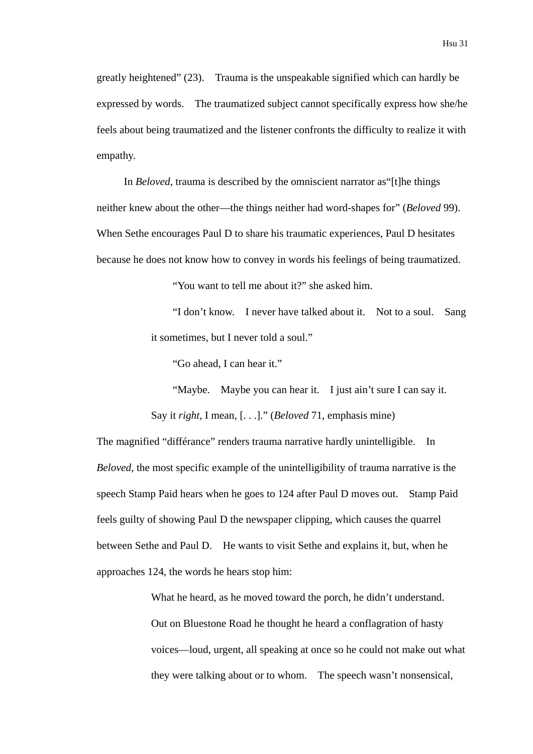greatly heightened" (23). Trauma is the unspeakable signified which can hardly be expressed by words. The traumatized subject cannot specifically express how she/he feels about being traumatized and the listener confronts the difficulty to realize it with empathy.

In *Beloved*, trauma is described by the omniscient narrator as"[t]he things neither knew about the other—the things neither had word-shapes for" (*Beloved* 99). When Sethe encourages Paul D to share his traumatic experiences, Paul D hesitates because he does not know how to convey in words his feelings of being traumatized.

> "You want to tell me about it?" she asked him.
>
> "I don't know. I never have talked about it. Not to a soul. Sang it sometimes, but I never told a soul."
>
> "Go ahead, I can hear it."
>
> "Maybe. Maybe you can hear it. I just ain't sure I can say it. Say it *right*, I mean, [. . .]." (*Beloved* 71, emphasis mine)

The magnified "différance" renders trauma narrative hardly unintelligible. In *Beloved*, the most specific example of the unintelligibility of trauma narrative is the speech Stamp Paid hears when he goes to 124 after Paul D moves out. Stamp Paid feels guilty of showing Paul D the newspaper clipping, which causes the quarrel between Sethe and Paul D. He wants to visit Sethe and explains it, but, when he approaches 124, the words he hears stop him:

> What he heard, as he moved toward the porch, he didn't understand. Out on Bluestone Road he thought he heard a conflagration of hasty voices—loud, urgent, all speaking at once so he could not make out what they were talking about or to whom. The speech wasn't nonsensical,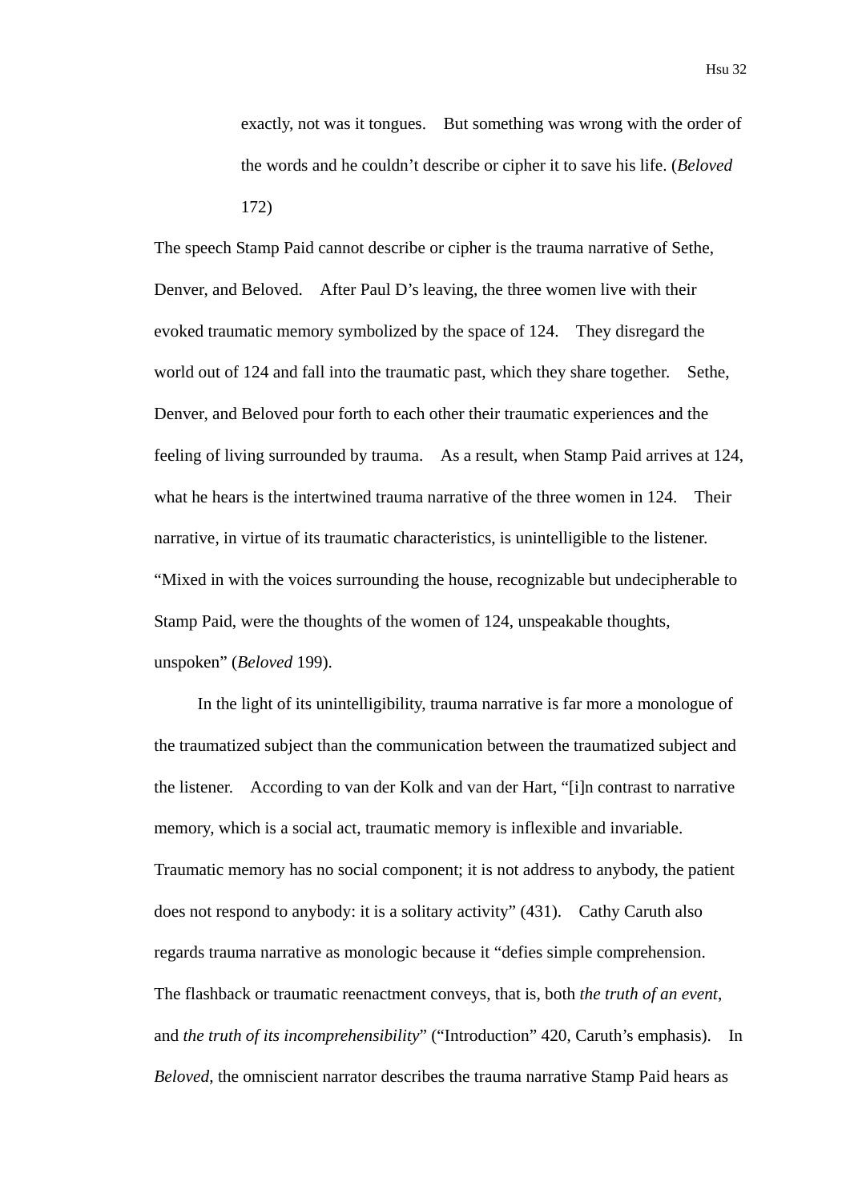> exactly, not was it tongues. But something was wrong with the order of the words and he couldn't describe or cipher it to save his life. (*Beloved* 172)

The speech Stamp Paid cannot describe or cipher is the trauma narrative of Sethe, Denver, and Beloved. After Paul D's leaving, the three women live with their evoked traumatic memory symbolized by the space of 124. They disregard the world out of 124 and fall into the traumatic past, which they share together. Sethe, Denver, and Beloved pour forth to each other their traumatic experiences and the feeling of living surrounded by trauma. As a result, when Stamp Paid arrives at 124, what he hears is the intertwined trauma narrative of the three women in 124. Their narrative, in virtue of its traumatic characteristics, is unintelligible to the listener. "Mixed in with the voices surrounding the house, recognizable but undecipherable to Stamp Paid, were the thoughts of the women of 124, unspeakable thoughts, unspoken" (*Beloved* 199).

In the light of its unintelligibility, trauma narrative is far more a monologue of the traumatized subject than the communication between the traumatized subject and the listener. According to van der Kolk and van der Hart, "[i]n contrast to narrative memory, which is a social act, traumatic memory is inflexible and invariable. Traumatic memory has no social component; it is not address to anybody, the patient does not respond to anybody: it is a solitary activity" (431). Cathy Caruth also regards trauma narrative as monologic because it "defies simple comprehension. The flashback or traumatic reenactment conveys, that is, both *the truth of an event*, and *the truth of its incomprehensibility*" ("Introduction" 420, Caruth's emphasis). In *Beloved*, the omniscient narrator describes the trauma narrative Stamp Paid hears as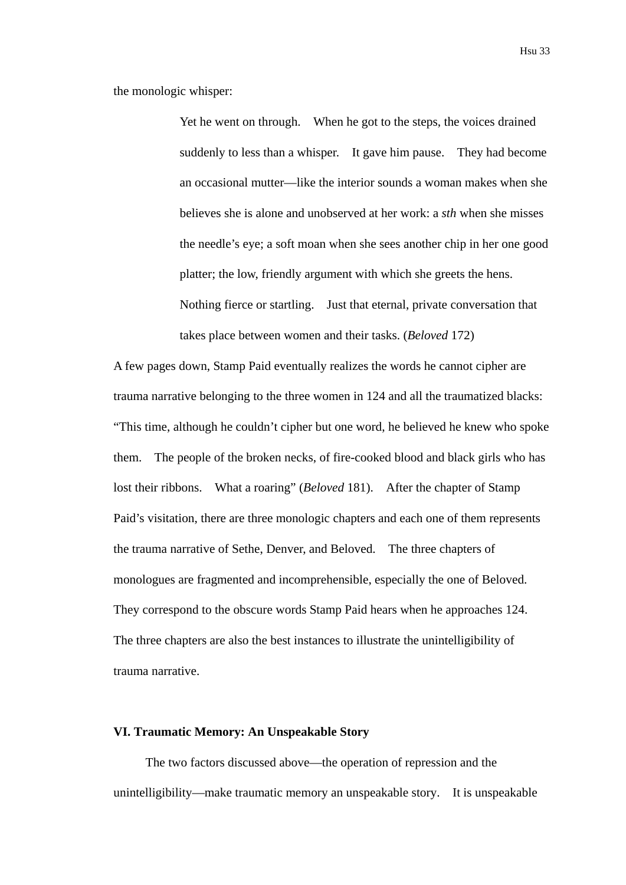the monologic whisper:

> Yet he went on through. When he got to the steps, the voices drained suddenly to less than a whisper. It gave him pause. They had become an occasional mutter—like the interior sounds a woman makes when she believes she is alone and unobserved at her work: a *sth* when she misses the needle's eye; a soft moan when she sees another chip in her one good platter; the low, friendly argument with which she greets the hens. Nothing fierce or startling. Just that eternal, private conversation that takes place between women and their tasks. (*Beloved* 172)

A few pages down, Stamp Paid eventually realizes the words he cannot cipher are trauma narrative belonging to the three women in 124 and all the traumatized blacks: "This time, although he couldn't cipher but one word, he believed he knew who spoke them. The people of the broken necks, of fire-cooked blood and black girls who has lost their ribbons. What a roaring" (*Beloved* 181). After the chapter of Stamp Paid's visitation, there are three monologic chapters and each one of them represents the trauma narrative of Sethe, Denver, and Beloved. The three chapters of monologues are fragmented and incomprehensible, especially the one of Beloved. They correspond to the obscure words Stamp Paid hears when he approaches 124. The three chapters are also the best instances to illustrate the unintelligibility of trauma narrative.

## VI. Traumatic Memory: An Unspeakable Story

The two factors discussed above—the operation of repression and the unintelligibility—make traumatic memory an unspeakable story. It is unspeakable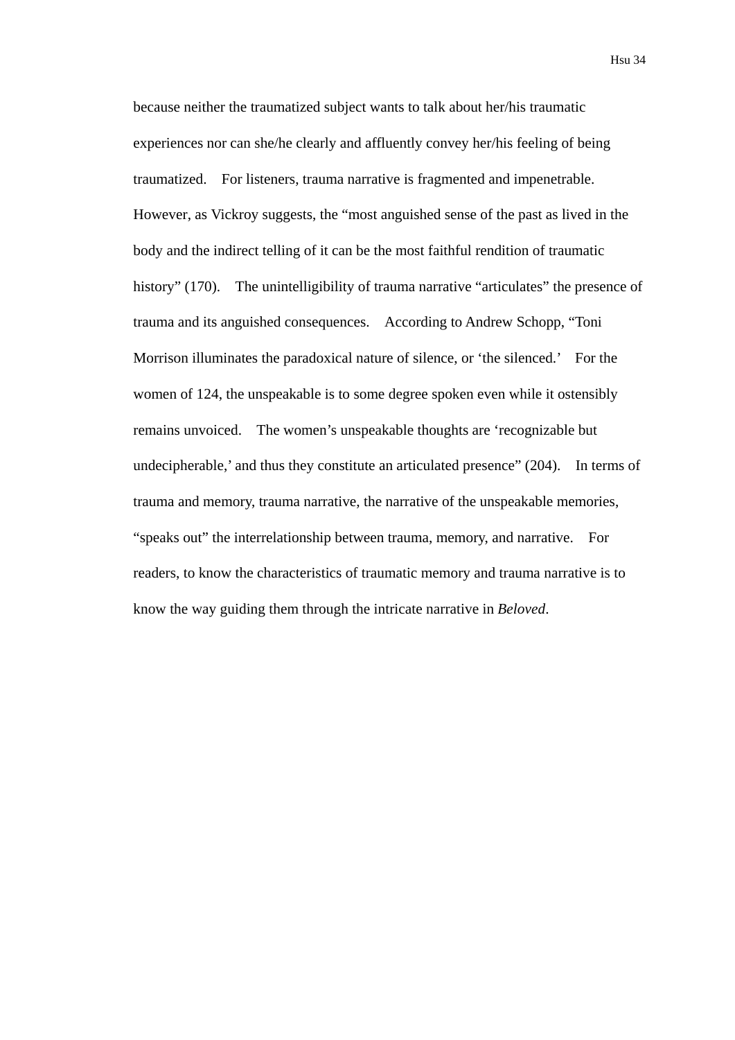because neither the traumatized subject wants to talk about her/his traumatic experiences nor can she/he clearly and affluently convey her/his feeling of being traumatized. For listeners, trauma narrative is fragmented and impenetrable. However, as Vickroy suggests, the "most anguished sense of the past as lived in the body and the indirect telling of it can be the most faithful rendition of traumatic history" (170). The unintelligibility of trauma narrative "articulates" the presence of trauma and its anguished consequences. According to Andrew Schopp, "Toni Morrison illuminates the paradoxical nature of silence, or 'the silenced.' For the women of 124, the unspeakable is to some degree spoken even while it ostensibly remains unvoiced. The women's unspeakable thoughts are 'recognizable but undecipherable,' and thus they constitute an articulated presence" (204). In terms of trauma and memory, trauma narrative, the narrative of the unspeakable memories, "speaks out" the interrelationship between trauma, memory, and narrative. For readers, to know the characteristics of traumatic memory and trauma narrative is to know the way guiding them through the intricate narrative in *Beloved*.